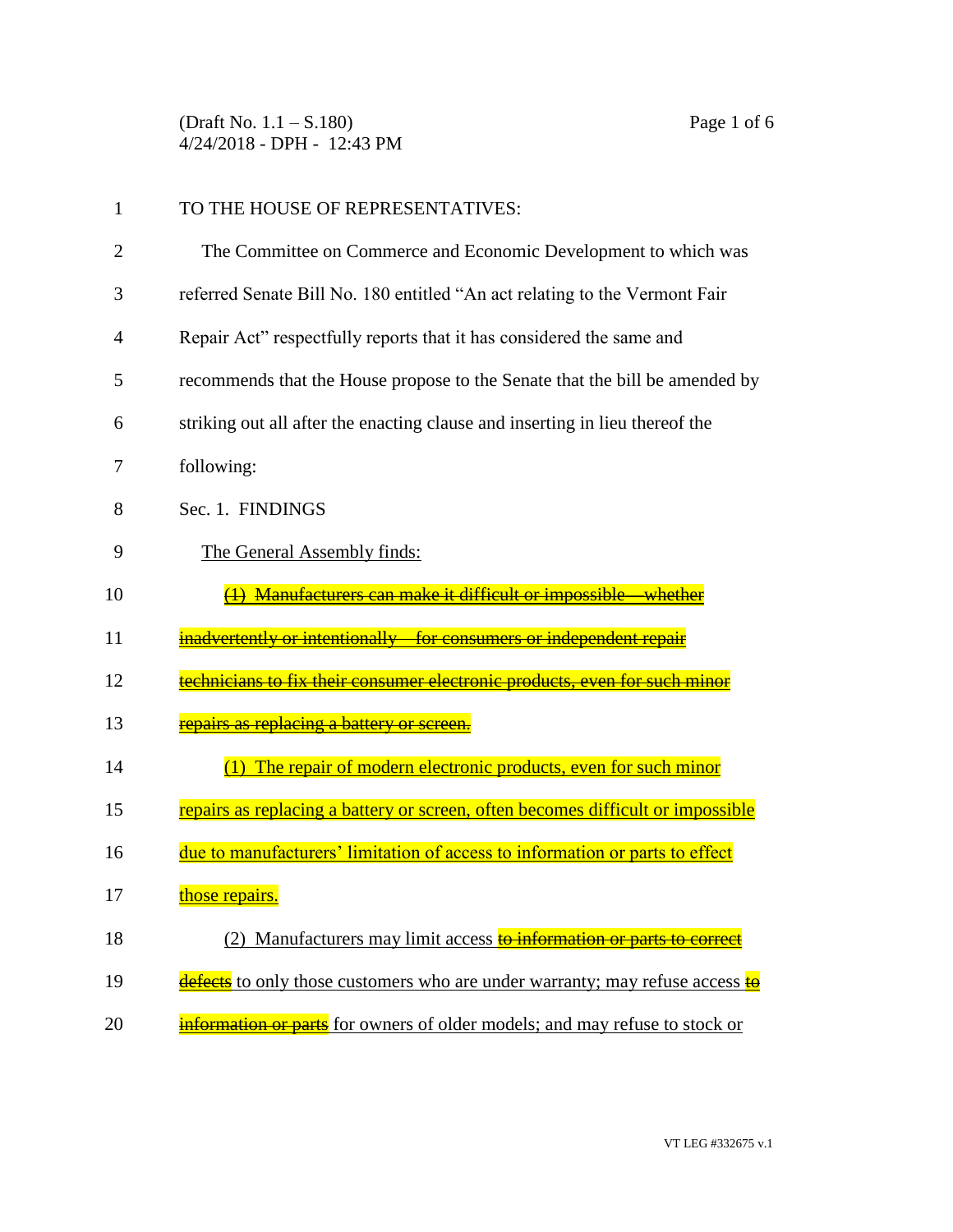(Draft No. 1.1 – S.180)
4/24/2018 - DPH - 12:43 PM

TO THE HOUSE OF REPRESENTATIVES:

The Committee on Commerce and Economic Development to which was referred Senate Bill No. 180 entitled "An act relating to the Vermont Fair Repair Act" respectfully reports that it has considered the same and recommends that the House propose to the Senate that the bill be amended by striking out all after the enacting clause and inserting in lieu thereof the following:

Sec. 1. FINDINGS

<u>The General Assembly finds:</u>

~~(1) Manufacturers can make it difficult or impossible—whether inadvertently or intentionally—for consumers or independent repair technicians to fix their consumer electronic products, even for such minor repairs as replacing a battery or screen.~~

<u>(1) The repair of modern electronic products, even for such minor repairs as replacing a battery or screen, often becomes difficult or impossible due to manufacturers' limitation of access to information or parts to effect those repairs.</u>

<u>(2) Manufacturers may limit access ~~to information or parts to correct defects~~ to only those customers who are under warranty; may refuse access ~~to information or parts~~ for owners of older models; and may refuse to stock or</u>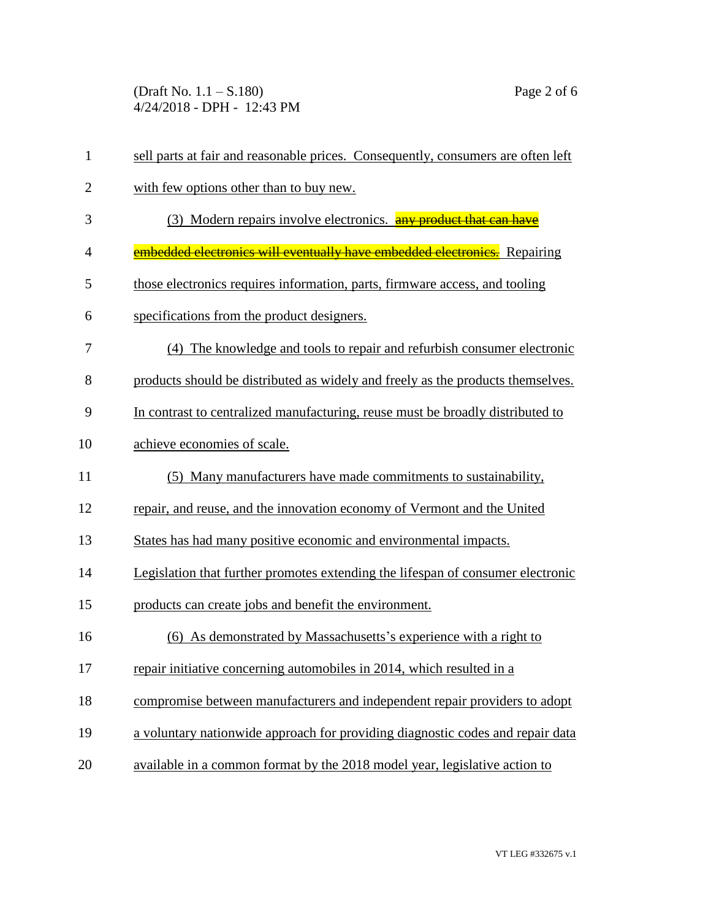sell parts at fair and reasonable prices. Consequently, consumers are often left with few options other than to buy new.

(3) Modern repairs involve electronics. ~~any product that can have embedded electronics will eventually have embedded electronics.~~ Repairing those electronics requires information, parts, firmware access, and tooling specifications from the product designers.

(4) The knowledge and tools to repair and refurbish consumer electronic products should be distributed as widely and freely as the products themselves. In contrast to centralized manufacturing, reuse must be broadly distributed to achieve economies of scale.

(5) Many manufacturers have made commitments to sustainability, repair, and reuse, and the innovation economy of Vermont and the United States has had many positive economic and environmental impacts. Legislation that further promotes extending the lifespan of consumer electronic products can create jobs and benefit the environment.

(6) As demonstrated by Massachusetts's experience with a right to repair initiative concerning automobiles in 2014, which resulted in a compromise between manufacturers and independent repair providers to adopt a voluntary nationwide approach for providing diagnostic codes and repair data available in a common format by the 2018 model year, legislative action to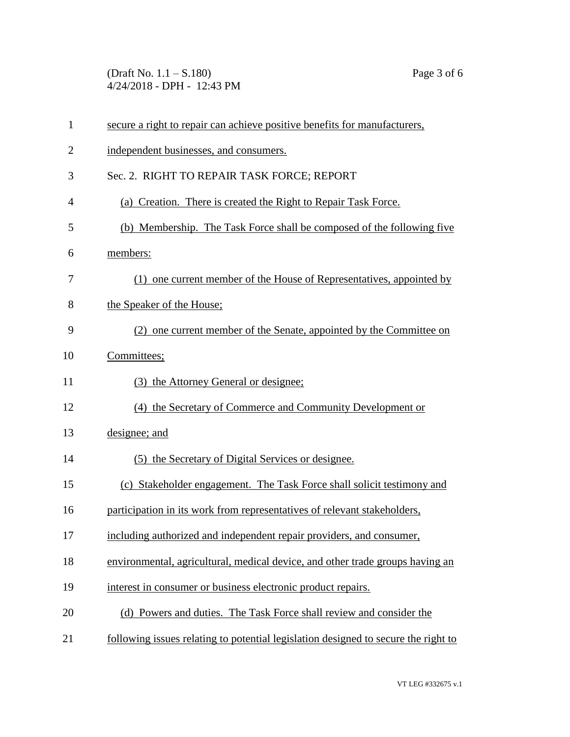secure a right to repair can achieve positive benefits for manufacturers, independent businesses, and consumers.

Sec. 2. RIGHT TO REPAIR TASK FORCE; REPORT

(a) Creation. There is created the Right to Repair Task Force.

(b) Membership. The Task Force shall be composed of the following five members:

(1) one current member of the House of Representatives, appointed by the Speaker of the House;

(2) one current member of the Senate, appointed by the Committee on Committees;

(3) the Attorney General or designee;

(4) the Secretary of Commerce and Community Development or designee; and

(5) the Secretary of Digital Services or designee.

(c) Stakeholder engagement. The Task Force shall solicit testimony and participation in its work from representatives of relevant stakeholders, including authorized and independent repair providers, and consumer, environmental, agricultural, medical device, and other trade groups having an interest in consumer or business electronic product repairs.

(d) Powers and duties. The Task Force shall review and consider the following issues relating to potential legislation designed to secure the right to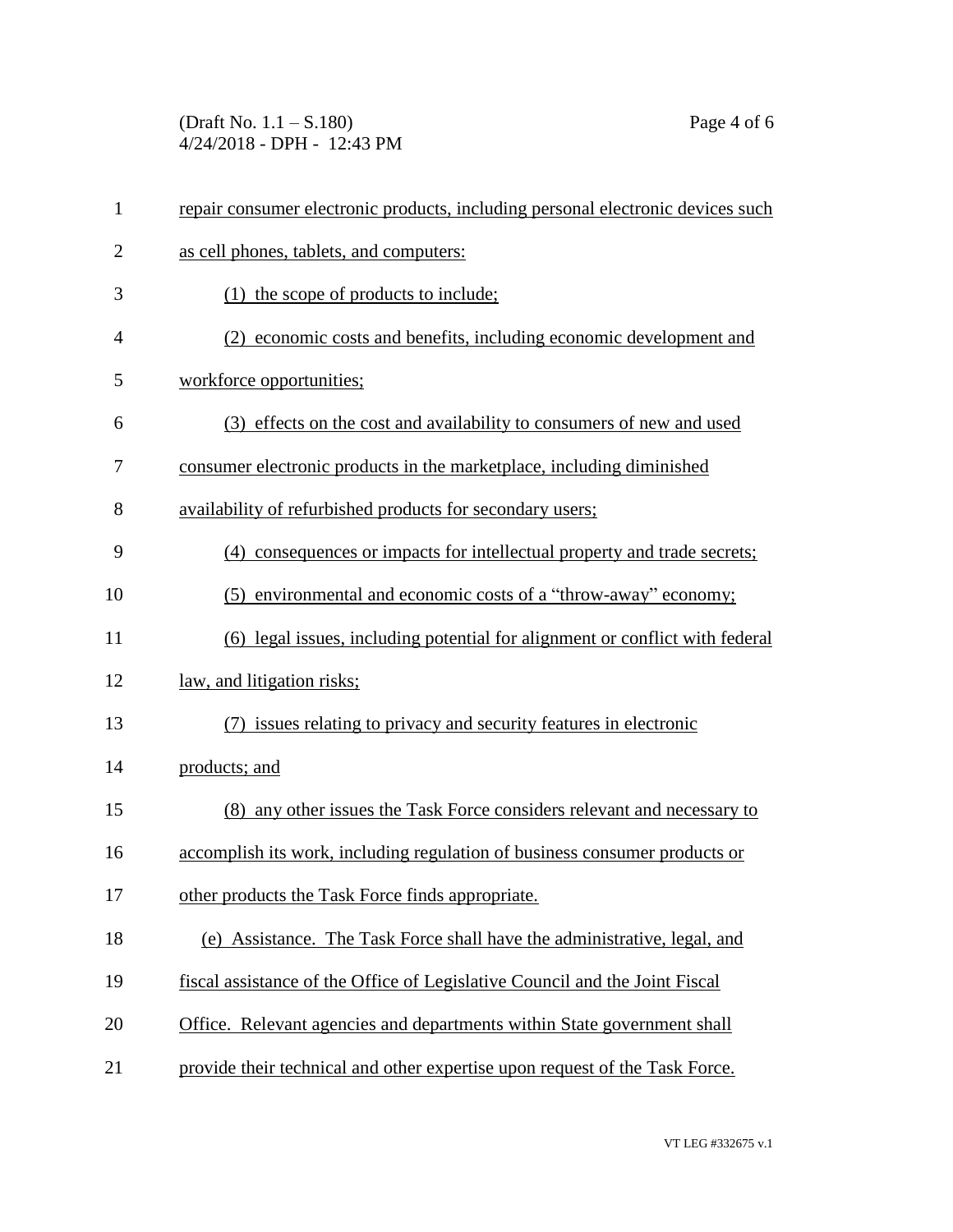repair consumer electronic products, including personal electronic devices such as cell phones, tablets, and computers:

(1) the scope of products to include;

(2) economic costs and benefits, including economic development and workforce opportunities;

(3) effects on the cost and availability to consumers of new and used consumer electronic products in the marketplace, including diminished availability of refurbished products for secondary users;

(4) consequences or impacts for intellectual property and trade secrets;

(5) environmental and economic costs of a "throw-away" economy;

(6) legal issues, including potential for alignment or conflict with federal law, and litigation risks;

(7) issues relating to privacy and security features in electronic products; and

(8) any other issues the Task Force considers relevant and necessary to accomplish its work, including regulation of business consumer products or other products the Task Force finds appropriate.

(e) Assistance. The Task Force shall have the administrative, legal, and fiscal assistance of the Office of Legislative Council and the Joint Fiscal Office. Relevant agencies and departments within State government shall provide their technical and other expertise upon request of the Task Force.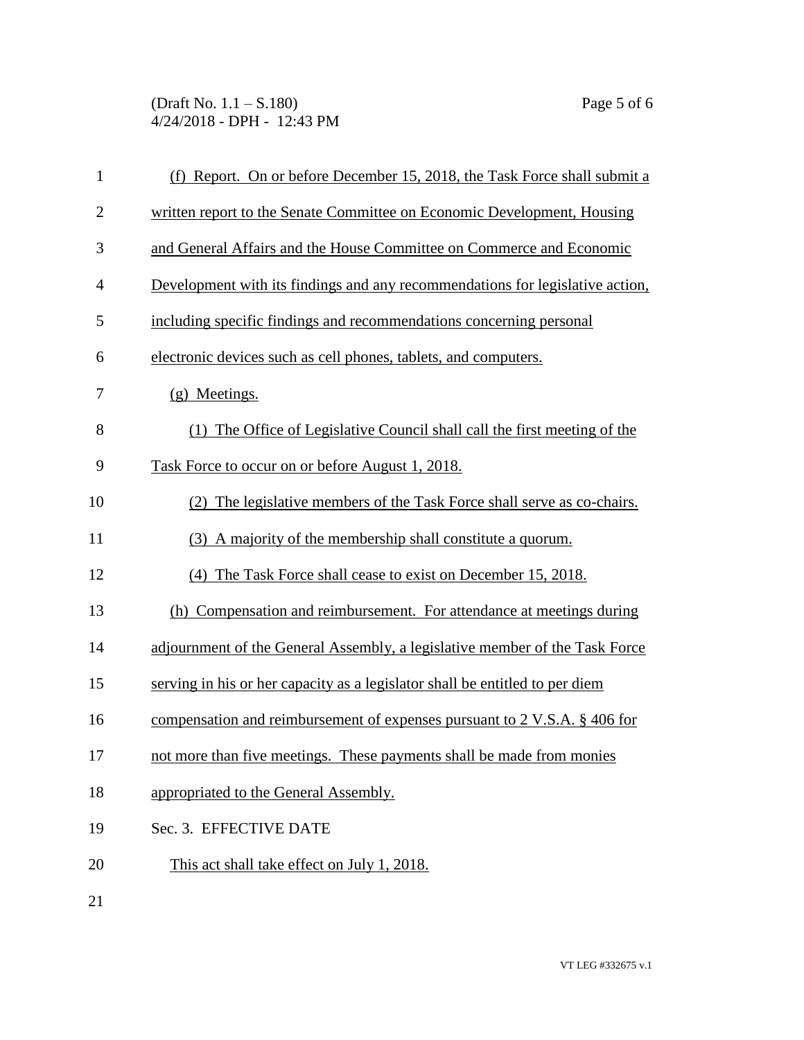(f) Report. On or before December 15, 2018, the Task Force shall submit a written report to the Senate Committee on Economic Development, Housing and General Affairs and the House Committee on Commerce and Economic Development with its findings and any recommendations for legislative action, including specific findings and recommendations concerning personal electronic devices such as cell phones, tablets, and computers.

(g) Meetings.

(1) The Office of Legislative Council shall call the first meeting of the Task Force to occur on or before August 1, 2018.

(2) The legislative members of the Task Force shall serve as co-chairs.

(3) A majority of the membership shall constitute a quorum.

(4) The Task Force shall cease to exist on December 15, 2018.

(h) Compensation and reimbursement. For attendance at meetings during adjournment of the General Assembly, a legislative member of the Task Force serving in his or her capacity as a legislator shall be entitled to per diem compensation and reimbursement of expenses pursuant to 2 V.S.A. § 406 for not more than five meetings. These payments shall be made from monies appropriated to the General Assembly.

Sec. 3. EFFECTIVE DATE

This act shall take effect on July 1, 2018.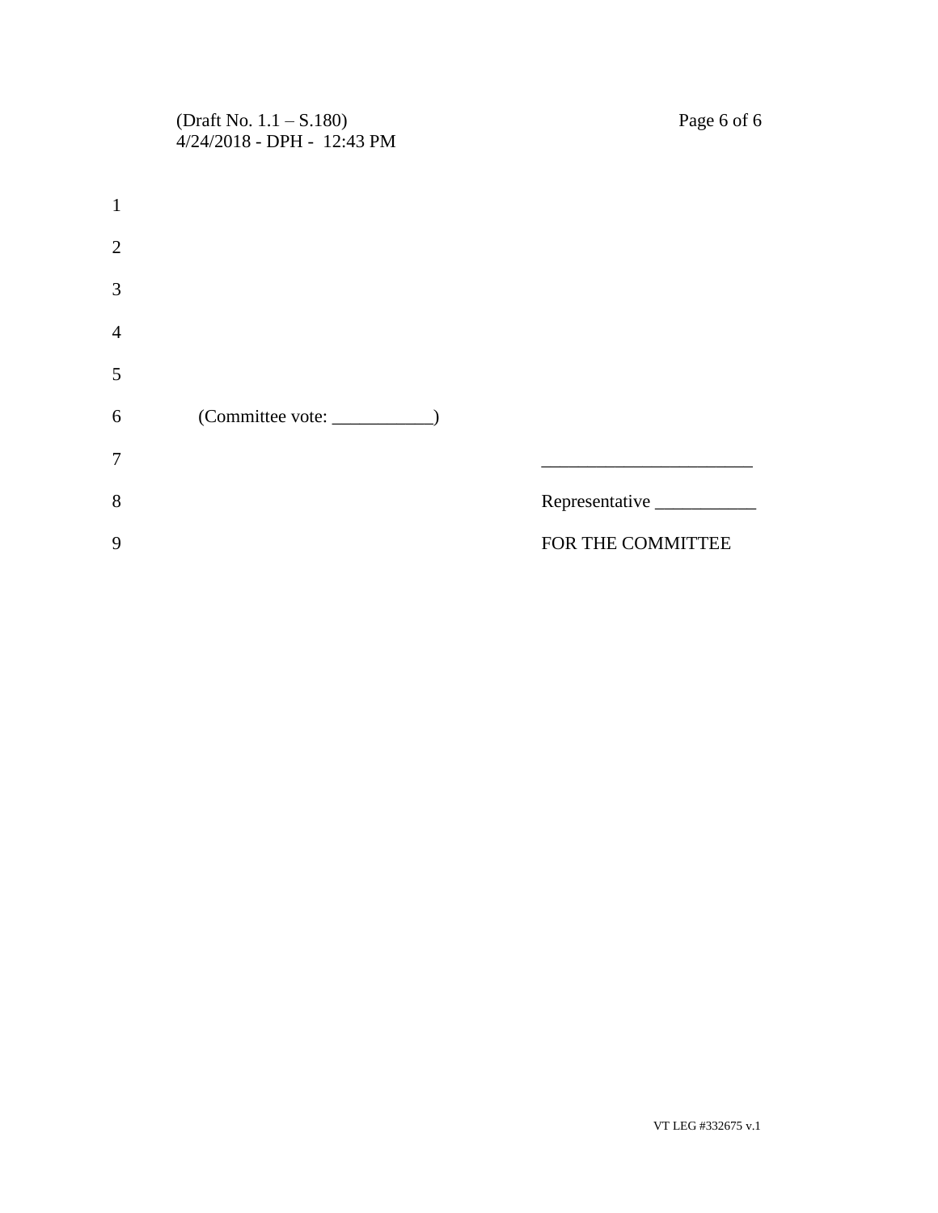(Committee vote: ___________)

_______________________

Representative ___________

FOR THE COMMITTEE